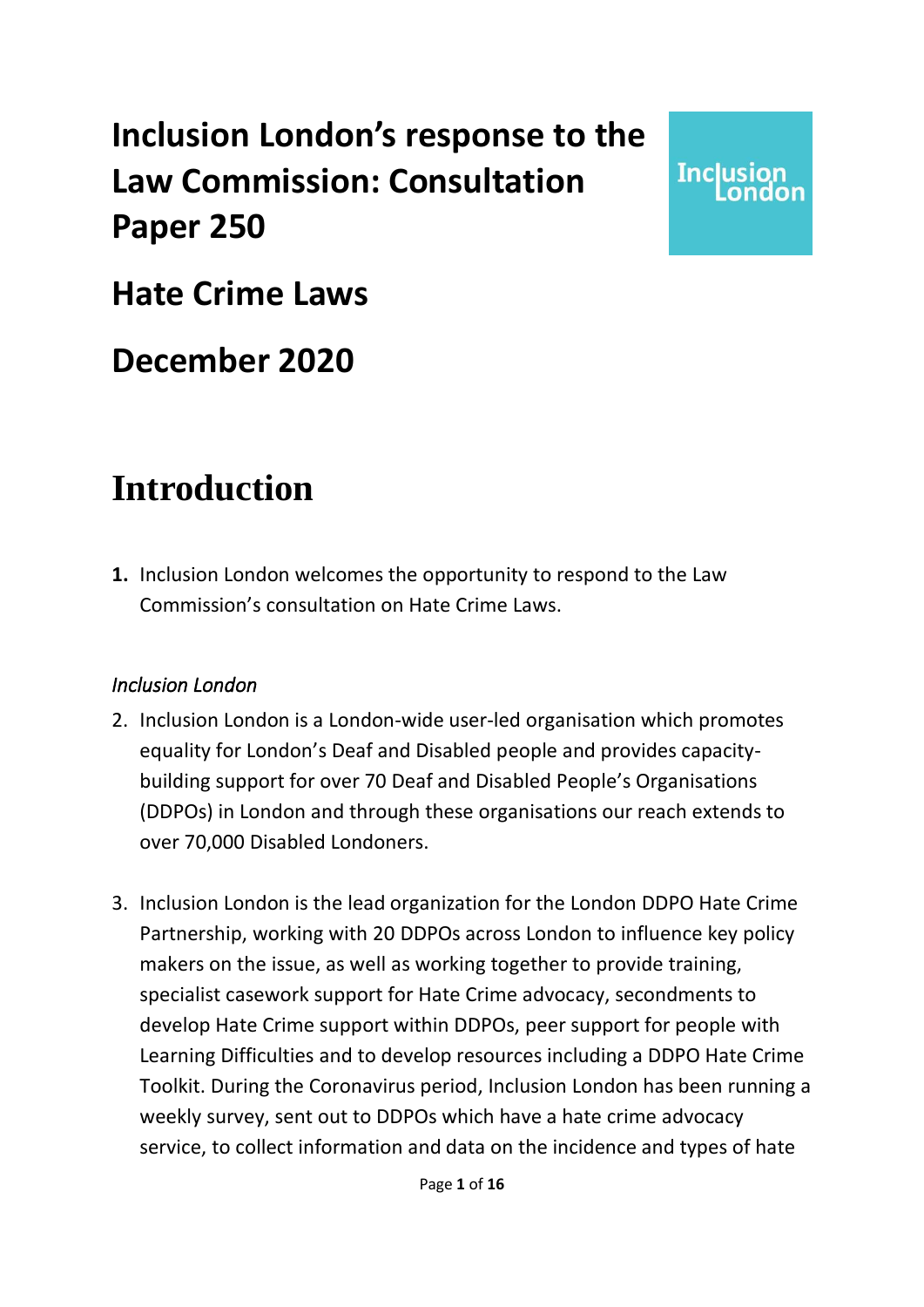# Inclusion London's response to the Law Commission: Consultation Paper 250

# Hate Crime Laws

# December 2020

## Introduction

**1.** Inclusion London welcomes the opportunity to respond to the Law Commission's consultation on Hate Crime Laws.

### *Inclusion London*

2. Inclusion London is a London-wide user-led organisation which promotes equality for London's Deaf and Disabled people and provides capacity-building support for over 70 Deaf and Disabled People's Organisations (DDPOs) in London and through these organisations our reach extends to over 70,000 Disabled Londoners.

3. Inclusion London is the lead organization for the London DDPO Hate Crime Partnership, working with 20 DDPOs across London to influence key policy makers on the issue, as well as working together to provide training, specialist casework support for Hate Crime advocacy, secondments to develop Hate Crime support within DDPOs, peer support for people with Learning Difficulties and to develop resources including a DDPO Hate Crime Toolkit. During the Coronavirus period, Inclusion London has been running a weekly survey, sent out to DDPOs which have a hate crime advocacy service, to collect information and data on the incidence and types of hate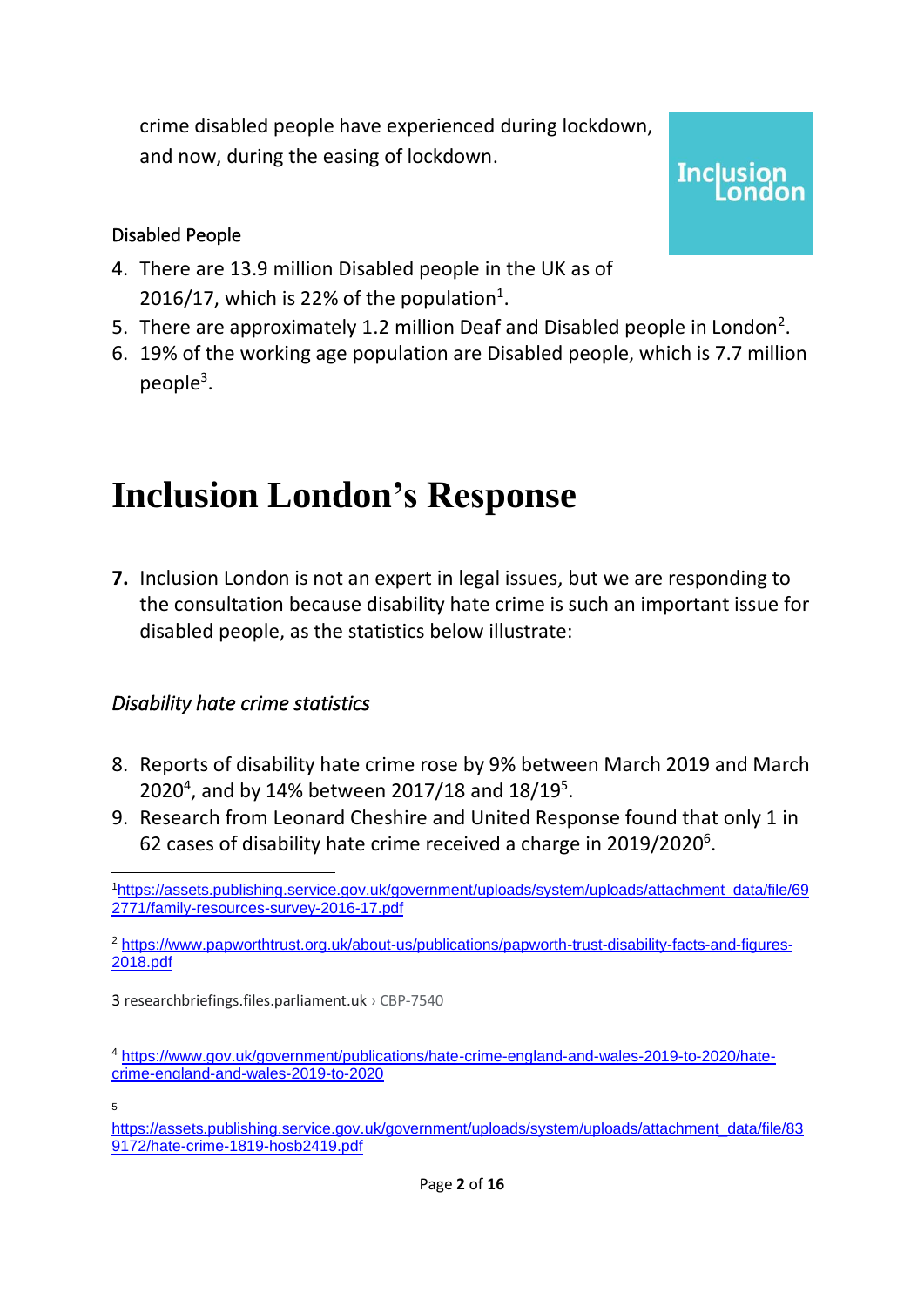crime disabled people have experienced during lockdown, and now, during the easing of lockdown.

Disabled People

4. There are 13.9 million Disabled people in the UK as of 2016/17, which is 22% of the population[1].
5. There are approximately 1.2 million Deaf and Disabled people in London[2].
6. 19% of the working age population are Disabled people, which is 7.7 million people[3].

# Inclusion London's Response

**7.** Inclusion London is not an expert in legal issues, but we are responding to the consultation because disability hate crime is such an important issue for disabled people, as the statistics below illustrate:

### *Disability hate crime statistics*

8. Reports of disability hate crime rose by 9% between March 2019 and March 2020[4], and by 14% between 2017/18 and 18/19[5].
9. Research from Leonard Cheshire and United Response found that only 1 in 62 cases of disability hate crime received a charge in 2019/2020[6].

---

[1] https://assets.publishing.service.gov.uk/government/uploads/system/uploads/attachment_data/file/692771/family-resources-survey-2016-17.pdf

[2] https://www.papworthtrust.org.uk/about-us/publications/papworth-trust-disability-facts-and-figures-2018.pdf

[3] researchbriefings.files.parliament.uk › CBP-7540

[4] https://www.gov.uk/government/publications/hate-crime-england-and-wales-2019-to-2020/hate-crime-england-and-wales-2019-to-2020

[5] https://assets.publishing.service.gov.uk/government/uploads/system/uploads/attachment_data/file/839172/hate-crime-1819-hosb2419.pdf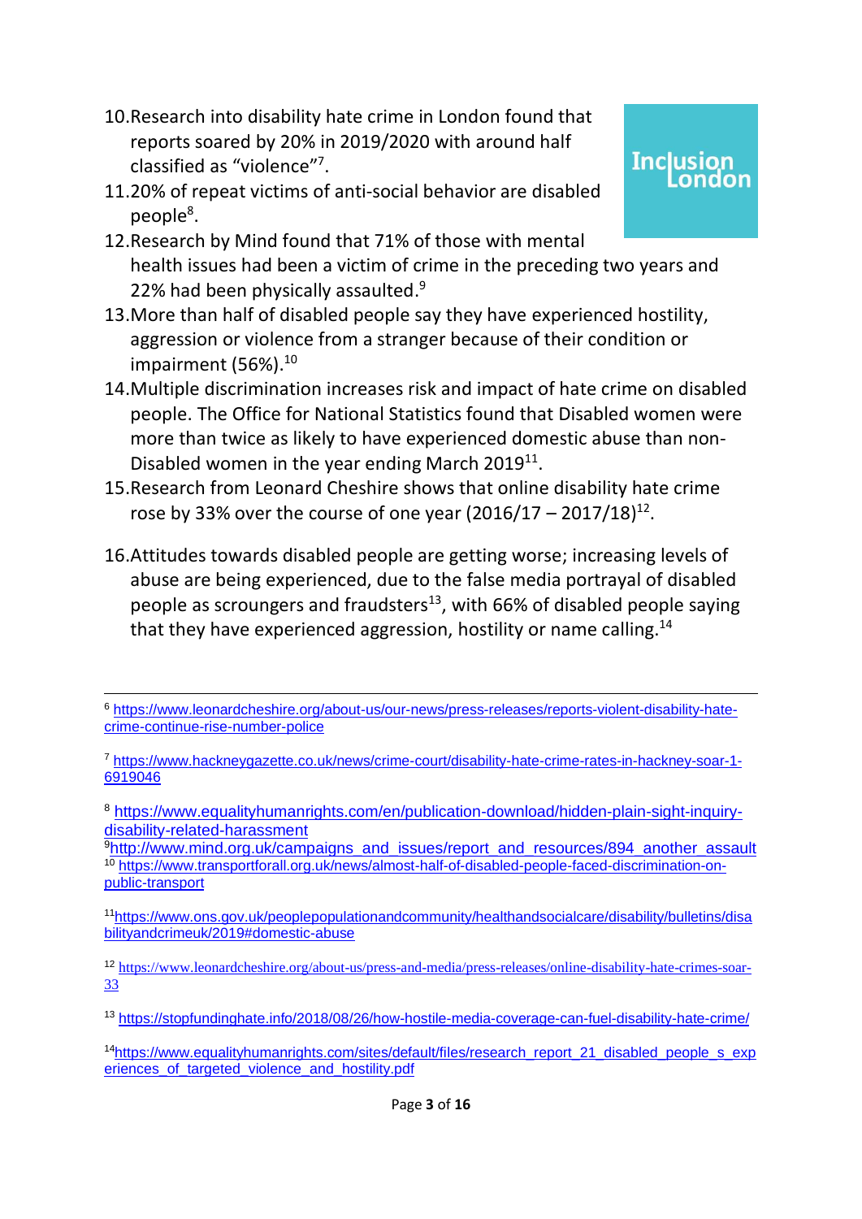10. Research into disability hate crime in London found that reports soared by 20% in 2019/2020 with around half classified as "violence"[7].
11. 20% of repeat victims of anti-social behavior are disabled people[8].
12. Research by Mind found that 71% of those with mental health issues had been a victim of crime in the preceding two years and 22% had been physically assaulted.[9]
13. More than half of disabled people say they have experienced hostility, aggression or violence from a stranger because of their condition or impairment (56%).[10]
14. Multiple discrimination increases risk and impact of hate crime on disabled people. The Office for National Statistics found that Disabled women were more than twice as likely to have experienced domestic abuse than non-Disabled women in the year ending March 2019[11].
15. Research from Leonard Cheshire shows that online disability hate crime rose by 33% over the course of one year (2016/17 – 2017/18)[12].
16. Attitudes towards disabled people are getting worse; increasing levels of abuse are being experienced, due to the false media portrayal of disabled people as scroungers and fraudsters[13], with 66% of disabled people saying that they have experienced aggression, hostility or name calling.[14]

---

[6] https://www.leonardcheshire.org/about-us/our-news/press-releases/reports-violent-disability-hate-crime-continue-rise-number-police

[7] https://www.hackneygazette.co.uk/news/crime-court/disability-hate-crime-rates-in-hackney-soar-1-6919046

[8] https://www.equalityhumanrights.com/en/publication-download/hidden-plain-sight-inquiry-disability-related-harassment

[9] http://www.mind.org.uk/campaigns_and_issues/report_and_resources/894_another_assault

[10] https://www.transportforall.org.uk/news/almost-half-of-disabled-people-faced-discrimination-on-public-transport

[11] https://www.ons.gov.uk/peoplepopulationandcommunity/healthandsocialcare/disability/bulletins/disabilityandcrimeuk/2019#domestic-abuse

[12] https://www.leonardcheshire.org/about-us/press-and-media/press-releases/online-disability-hate-crimes-soar-33

[13] https://stopfundinghate.info/2018/08/26/how-hostile-media-coverage-can-fuel-disability-hate-crime/

[14] https://www.equalityhumanrights.com/sites/default/files/research_report_21_disabled_people_s_experiences_of_targeted_violence_and_hostility.pdf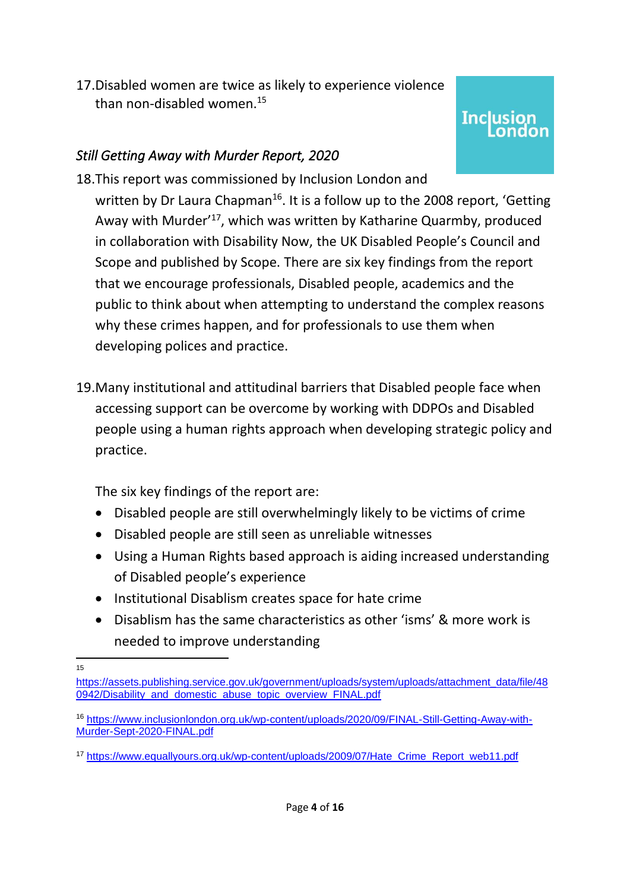17. Disabled women are twice as likely to experience violence than non-disabled women.[15]

*Still Getting Away with Murder Report, 2020*

18. This report was commissioned by Inclusion London and written by Dr Laura Chapman[16]. It is a follow up to the 2008 report, 'Getting Away with Murder'[17], which was written by Katharine Quarmby, produced in collaboration with Disability Now, the UK Disabled People's Council and Scope and published by Scope. There are six key findings from the report that we encourage professionals, Disabled people, academics and the public to think about when attempting to understand the complex reasons why these crimes happen, and for professionals to use them when developing polices and practice.

19. Many institutional and attitudinal barriers that Disabled people face when accessing support can be overcome by working with DDPOs and Disabled people using a human rights approach when developing strategic policy and practice.

The six key findings of the report are:

- Disabled people are still overwhelmingly likely to be victims of crime
- Disabled people are still seen as unreliable witnesses
- Using a Human Rights based approach is aiding increased understanding of Disabled people's experience
- Institutional Disablism creates space for hate crime
- Disablism has the same characteristics as other 'isms' & more work is needed to improve understanding

---

[15] https://assets.publishing.service.gov.uk/government/uploads/system/uploads/attachment_data/file/480942/Disability_and_domestic_abuse_topic_overview_FINAL.pdf

[16] https://www.inclusionlondon.org.uk/wp-content/uploads/2020/09/FINAL-Still-Getting-Away-with-Murder-Sept-2020-FINAL.pdf

[17] https://www.equallyours.org.uk/wp-content/uploads/2009/07/Hate_Crime_Report_web11.pdf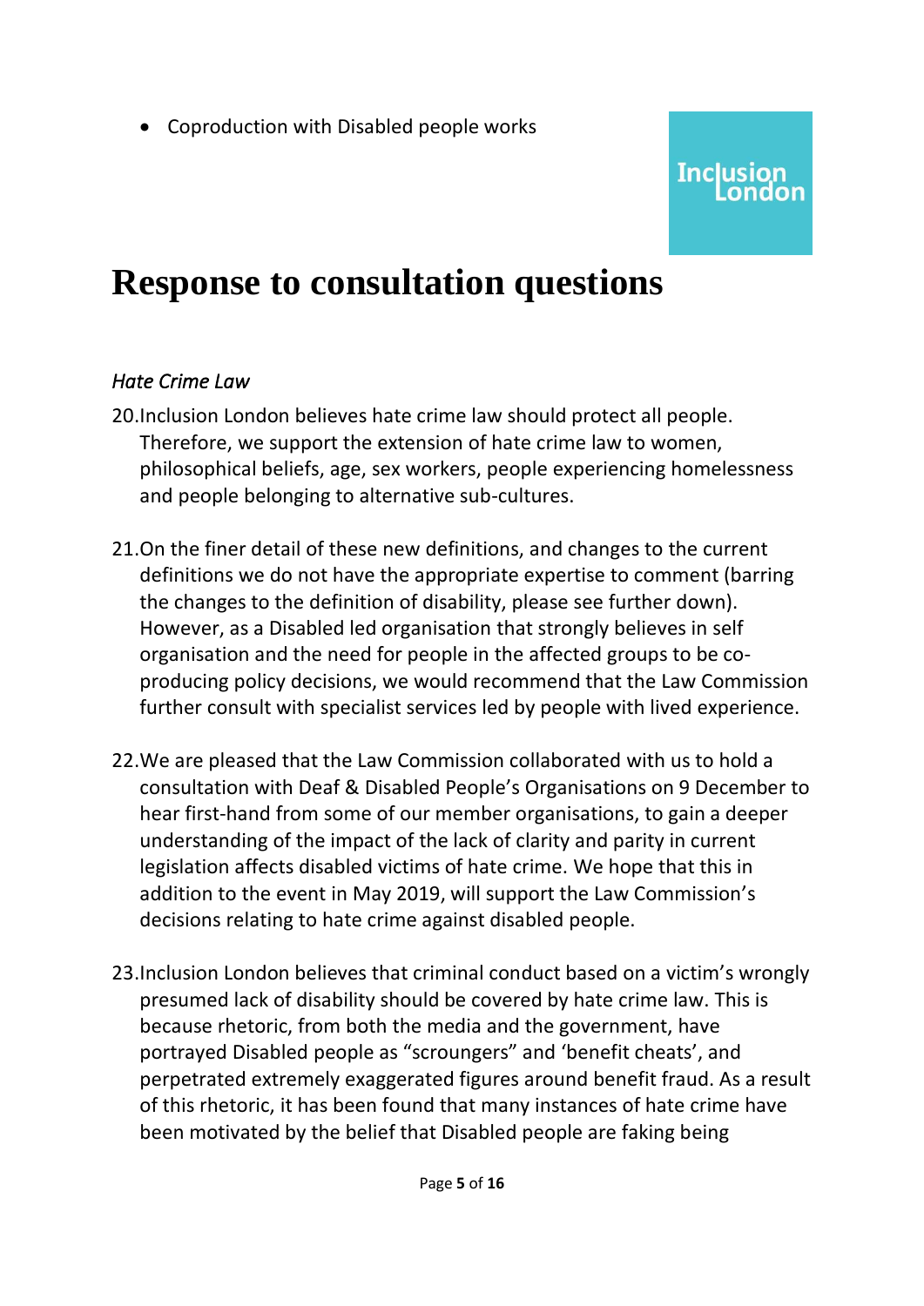- Coproduction with Disabled people works

# Response to consultation questions

*Hate Crime Law*

20. Inclusion London believes hate crime law should protect all people. Therefore, we support the extension of hate crime law to women, philosophical beliefs, age, sex workers, people experiencing homelessness and people belonging to alternative sub-cultures.

21. On the finer detail of these new definitions, and changes to the current definitions we do not have the appropriate expertise to comment (barring the changes to the definition of disability, please see further down). However, as a Disabled led organisation that strongly believes in self organisation and the need for people in the affected groups to be co-producing policy decisions, we would recommend that the Law Commission further consult with specialist services led by people with lived experience.

22. We are pleased that the Law Commission collaborated with us to hold a consultation with Deaf & Disabled People's Organisations on 9 December to hear first-hand from some of our member organisations, to gain a deeper understanding of the impact of the lack of clarity and parity in current legislation affects disabled victims of hate crime. We hope that this in addition to the event in May 2019, will support the Law Commission's decisions relating to hate crime against disabled people.

23. Inclusion London believes that criminal conduct based on a victim's wrongly presumed lack of disability should be covered by hate crime law. This is because rhetoric, from both the media and the government, have portrayed Disabled people as "scroungers" and 'benefit cheats', and perpetrated extremely exaggerated figures around benefit fraud. As a result of this rhetoric, it has been found that many instances of hate crime have been motivated by the belief that Disabled people are faking being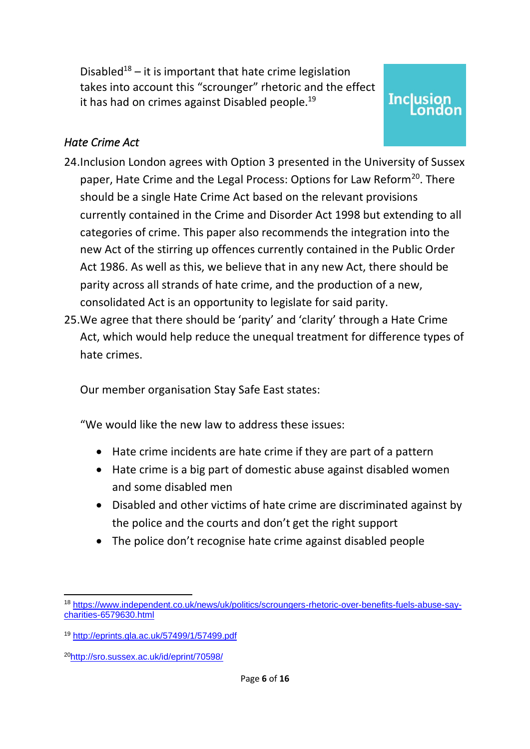Disabled[18] – it is important that hate crime legislation takes into account this "scrounger" rhetoric and the effect it has had on crimes against Disabled people.[19]

*Hate Crime Act*

24. Inclusion London agrees with Option 3 presented in the University of Sussex paper, Hate Crime and the Legal Process: Options for Law Reform[20]. There should be a single Hate Crime Act based on the relevant provisions currently contained in the Crime and Disorder Act 1998 but extending to all categories of crime. This paper also recommends the integration into the new Act of the stirring up offences currently contained in the Public Order Act 1986. As well as this, we believe that in any new Act, there should be parity across all strands of hate crime, and the production of a new, consolidated Act is an opportunity to legislate for said parity.
25. We agree that there should be 'parity' and 'clarity' through a Hate Crime Act, which would help reduce the unequal treatment for difference types of hate crimes.

   Our member organisation Stay Safe East states:

   "We would like the new law to address these issues:

   - Hate crime incidents are hate crime if they are part of a pattern
   - Hate crime is a big part of domestic abuse against disabled women and some disabled men
   - Disabled and other victims of hate crime are discriminated against by the police and the courts and don't get the right support
   - The police don't recognise hate crime against disabled people

---

[18] https://www.independent.co.uk/news/uk/politics/scroungers-rhetoric-over-benefits-fuels-abuse-say-charities-6579630.html

[19] http://eprints.gla.ac.uk/57499/1/57499.pdf

[20] http://sro.sussex.ac.uk/id/eprint/70598/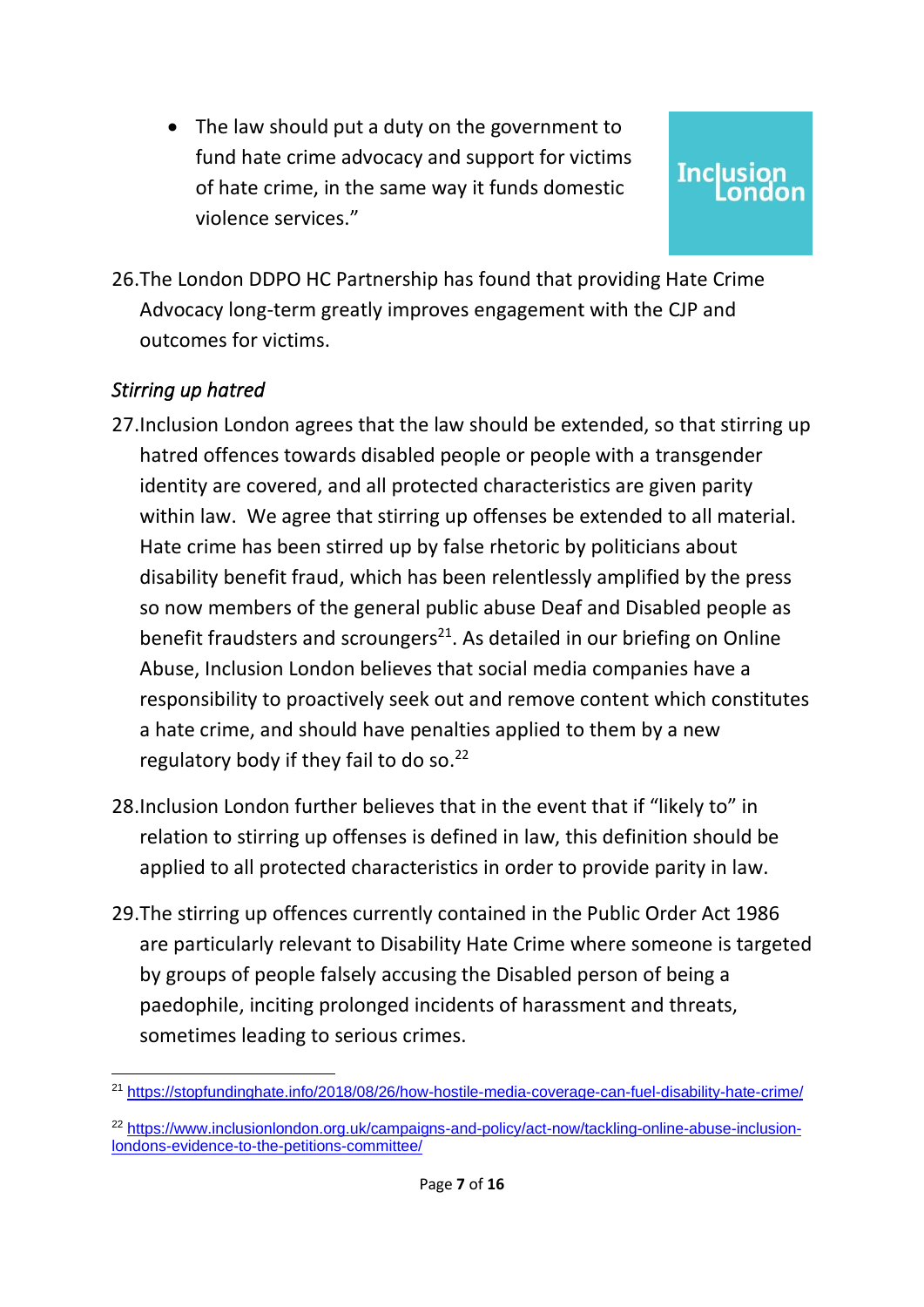- The law should put a duty on the government to fund hate crime advocacy and support for victims of hate crime, in the same way it funds domestic violence services."

26. The London DDPO HC Partnership has found that providing Hate Crime Advocacy long-term greatly improves engagement with the CJP and outcomes for victims.

*Stirring up hatred*

27. Inclusion London agrees that the law should be extended, so that stirring up hatred offences towards disabled people or people with a transgender identity are covered, and all protected characteristics are given parity within law. We agree that stirring up offenses be extended to all material. Hate crime has been stirred up by false rhetoric by politicians about disability benefit fraud, which has been relentlessly amplified by the press so now members of the general public abuse Deaf and Disabled people as benefit fraudsters and scroungers[21]. As detailed in our briefing on Online Abuse, Inclusion London believes that social media companies have a responsibility to proactively seek out and remove content which constitutes a hate crime, and should have penalties applied to them by a new regulatory body if they fail to do so.[22]

28. Inclusion London further believes that in the event that if "likely to" in relation to stirring up offenses is defined in law, this definition should be applied to all protected characteristics in order to provide parity in law.

29. The stirring up offences currently contained in the Public Order Act 1986 are particularly relevant to Disability Hate Crime where someone is targeted by groups of people falsely accusing the Disabled person of being a paedophile, inciting prolonged incidents of harassment and threats, sometimes leading to serious crimes.

---

[21] https://stopfundinghate.info/2018/08/26/how-hostile-media-coverage-can-fuel-disability-hate-crime/

[22] https://www.inclusionlondon.org.uk/campaigns-and-policy/act-now/tackling-online-abuse-inclusion-londons-evidence-to-the-petitions-committee/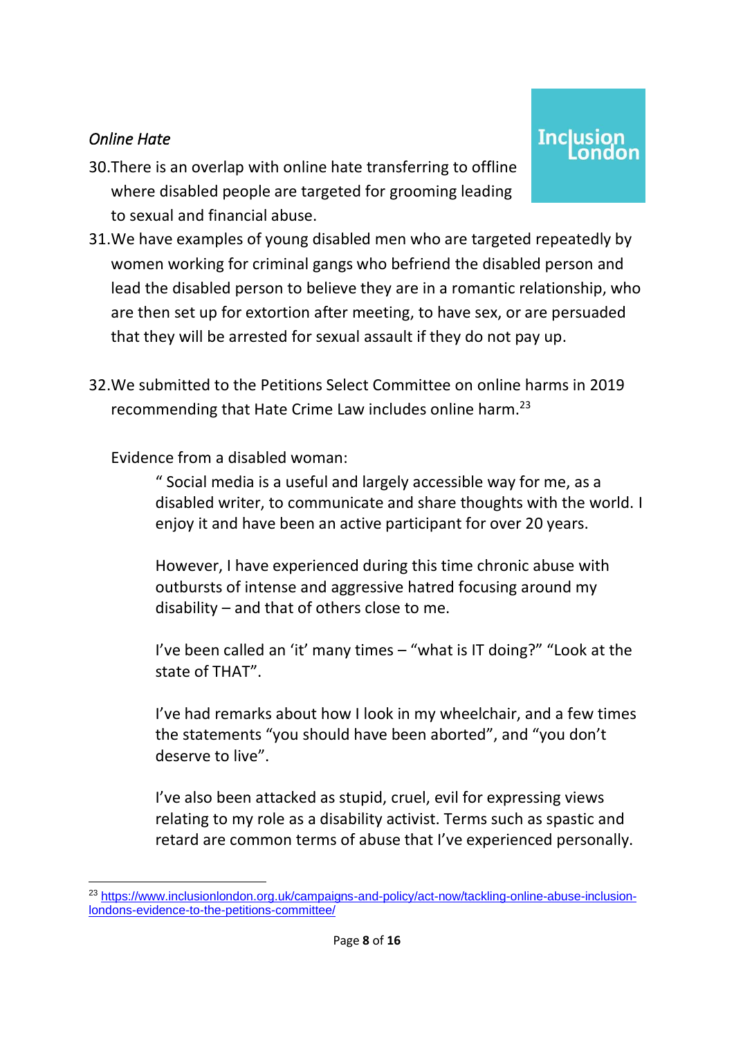*Online Hate*

30. There is an overlap with online hate transferring to offline where disabled people are targeted for grooming leading to sexual and financial abuse.
31. We have examples of young disabled men who are targeted repeatedly by women working for criminal gangs who befriend the disabled person and lead the disabled person to believe they are in a romantic relationship, who are then set up for extortion after meeting, to have sex, or are persuaded that they will be arrested for sexual assault if they do not pay up.

32. We submitted to the Petitions Select Committee on online harms in 2019 recommending that Hate Crime Law includes online harm.[23]

Evidence from a disabled woman:

> " Social media is a useful and largely accessible way for me, as a disabled writer, to communicate and share thoughts with the world. I enjoy it and have been an active participant for over 20 years.
>
> However, I have experienced during this time chronic abuse with outbursts of intense and aggressive hatred focusing around my disability – and that of others close to me.
>
> I've been called an 'it' many times – "what is IT doing?" "Look at the state of THAT".
>
> I've had remarks about how I look in my wheelchair, and a few times the statements "you should have been aborted", and "you don't deserve to live".
>
> I've also been attacked as stupid, cruel, evil for expressing views relating to my role as a disability activist. Terms such as spastic and retard are common terms of abuse that I've experienced personally.

---

[23] https://www.inclusionlondon.org.uk/campaigns-and-policy/act-now/tackling-online-abuse-inclusion-londons-evidence-to-the-petitions-committee/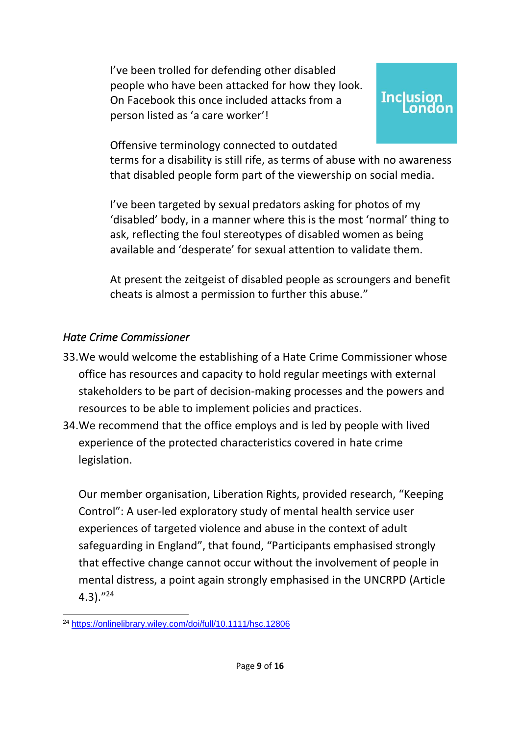> I've been trolled for defending other disabled people who have been attacked for how they look. On Facebook this once included attacks from a person listed as 'a care worker'!
>
> Offensive terminology connected to outdated terms for a disability is still rife, as terms of abuse with no awareness that disabled people form part of the viewership on social media.
>
> I've been targeted by sexual predators asking for photos of my 'disabled' body, in a manner where this is the most 'normal' thing to ask, reflecting the foul stereotypes of disabled women as being available and 'desperate' for sexual attention to validate them.
>
> At present the zeitgeist of disabled people as scroungers and benefit cheats is almost a permission to further this abuse."

*Hate Crime Commissioner*

33. We would welcome the establishing of a Hate Crime Commissioner whose office has resources and capacity to hold regular meetings with external stakeholders to be part of decision-making processes and the powers and resources to be able to implement policies and practices.
34. We recommend that the office employs and is led by people with lived experience of the protected characteristics covered in hate crime legislation.

    Our member organisation, Liberation Rights, provided research, "Keeping Control": A user-led exploratory study of mental health service user experiences of targeted violence and abuse in the context of adult safeguarding in England", that found, "Participants emphasised strongly that effective change cannot occur without the involvement of people in mental distress, a point again strongly emphasised in the UNCRPD (Article 4.3)."[24]

[24] https://onlinelibrary.wiley.com/doi/full/10.1111/hsc.12806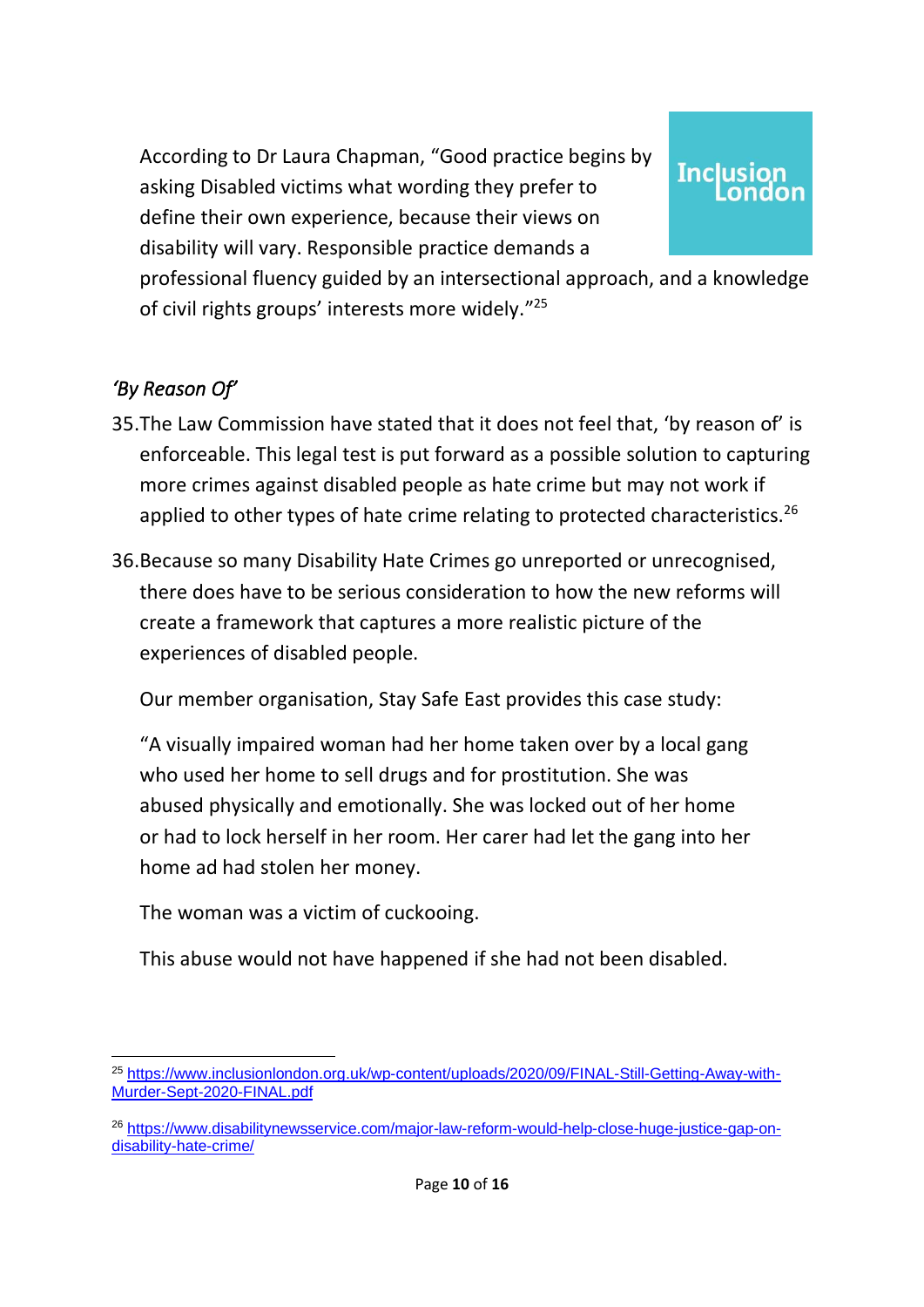According to Dr Laura Chapman, "Good practice begins by asking Disabled victims what wording they prefer to define their own experience, because their views on disability will vary. Responsible practice demands a professional fluency guided by an intersectional approach, and a knowledge of civil rights groups' interests more widely."[25]

## *'By Reason Of'*

35. The Law Commission have stated that it does not feel that, 'by reason of' is enforceable. This legal test is put forward as a possible solution to capturing more crimes against disabled people as hate crime but may not work if applied to other types of hate crime relating to protected characteristics.[26]

36. Because so many Disability Hate Crimes go unreported or unrecognised, there does have to be serious consideration to how the new reforms will create a framework that captures a more realistic picture of the experiences of disabled people.

    Our member organisation, Stay Safe East provides this case study:

    "A visually impaired woman had her home taken over by a local gang who used her home to sell drugs and for prostitution. She was abused physically and emotionally. She was locked out of her home or had to lock herself in her room. Her carer had let the gang into her home ad had stolen her money.

    The woman was a victim of cuckooing.

    This abuse would not have happened if she had not been disabled.

---

[25] https://www.inclusionlondon.org.uk/wp-content/uploads/2020/09/FINAL-Still-Getting-Away-with-Murder-Sept-2020-FINAL.pdf

[26] https://www.disabilitynewsservice.com/major-law-reform-would-help-close-huge-justice-gap-on-disability-hate-crime/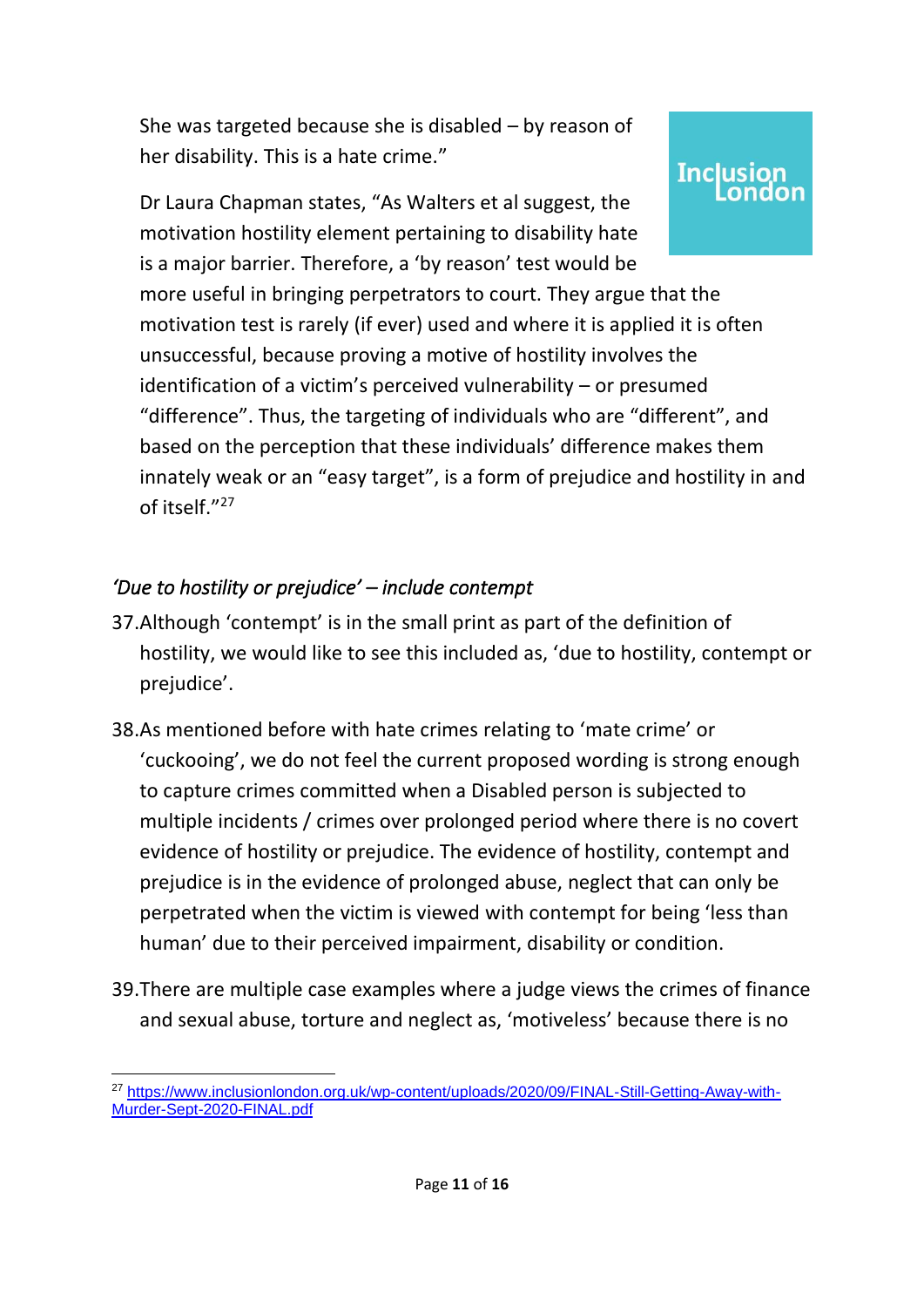She was targeted because she is disabled – by reason of her disability. This is a hate crime."

Dr Laura Chapman states, "As Walters et al suggest, the motivation hostility element pertaining to disability hate is a major barrier. Therefore, a 'by reason' test would be more useful in bringing perpetrators to court. They argue that the motivation test is rarely (if ever) used and where it is applied it is often unsuccessful, because proving a motive of hostility involves the identification of a victim's perceived vulnerability – or presumed "difference". Thus, the targeting of individuals who are "different", and based on the perception that these individuals' difference makes them innately weak or an "easy target", is a form of prejudice and hostility in and of itself."[27]

*'Due to hostility or prejudice' – include contempt*

37. Although 'contempt' is in the small print as part of the definition of hostility, we would like to see this included as, 'due to hostility, contempt or prejudice'.

38. As mentioned before with hate crimes relating to 'mate crime' or 'cuckooing', we do not feel the current proposed wording is strong enough to capture crimes committed when a Disabled person is subjected to multiple incidents / crimes over prolonged period where there is no covert evidence of hostility or prejudice. The evidence of hostility, contempt and prejudice is in the evidence of prolonged abuse, neglect that can only be perpetrated when the victim is viewed with contempt for being 'less than human' due to their perceived impairment, disability or condition.

39. There are multiple case examples where a judge views the crimes of finance and sexual abuse, torture and neglect as, 'motiveless' because there is no

[27] https://www.inclusionlondon.org.uk/wp-content/uploads/2020/09/FINAL-Still-Getting-Away-with-Murder-Sept-2020-FINAL.pdf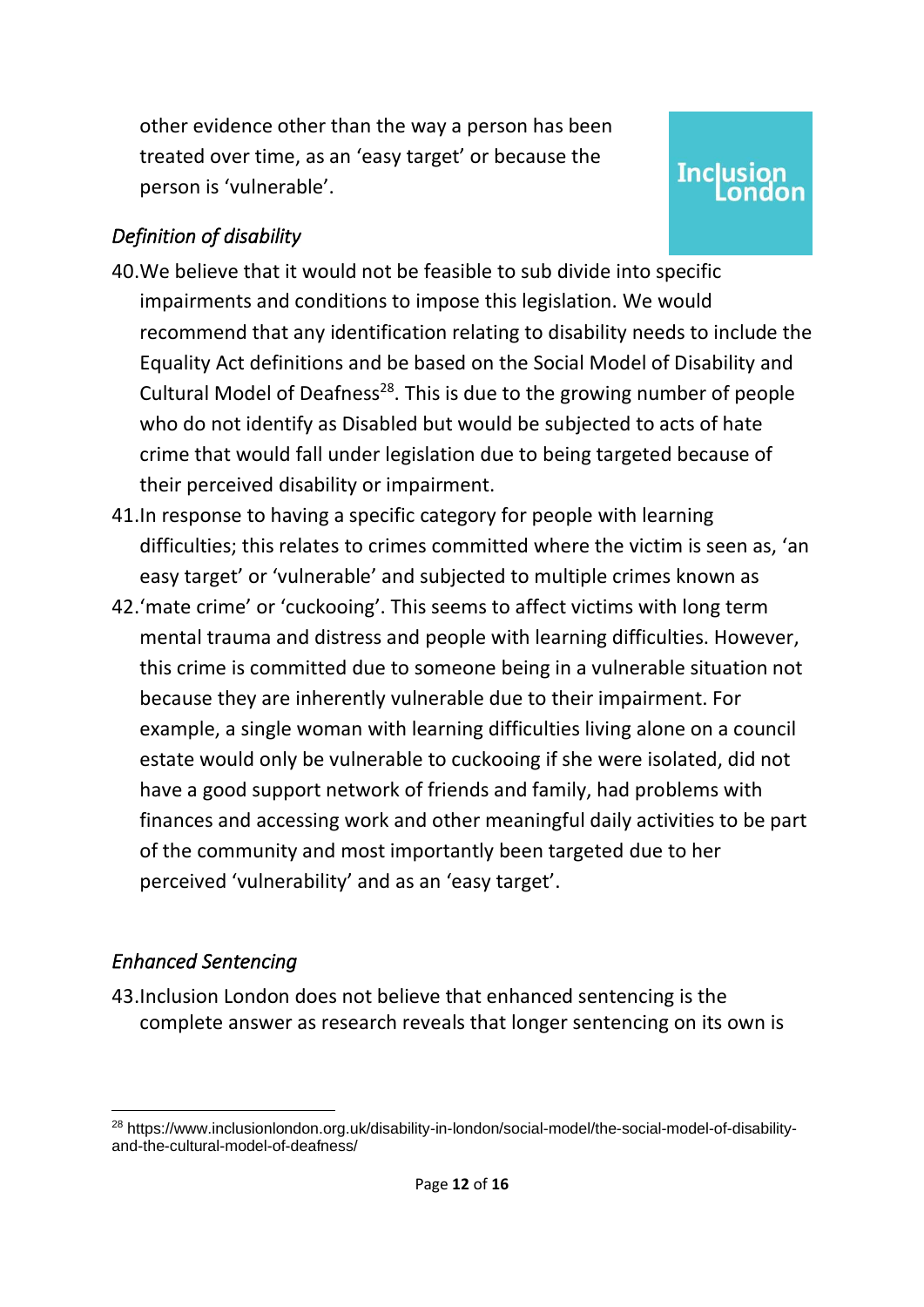other evidence other than the way a person has been treated over time, as an 'easy target' or because the person is 'vulnerable'.

*Definition of disability*

40. We believe that it would not be feasible to sub divide into specific impairments and conditions to impose this legislation. We would recommend that any identification relating to disability needs to include the Equality Act definitions and be based on the Social Model of Disability and Cultural Model of Deafness[28]. This is due to the growing number of people who do not identify as Disabled but would be subjected to acts of hate crime that would fall under legislation due to being targeted because of their perceived disability or impairment.
41. In response to having a specific category for people with learning difficulties; this relates to crimes committed where the victim is seen as, 'an easy target' or 'vulnerable' and subjected to multiple crimes known as
42. 'mate crime' or 'cuckooing'. This seems to affect victims with long term mental trauma and distress and people with learning difficulties. However, this crime is committed due to someone being in a vulnerable situation not because they are inherently vulnerable due to their impairment. For example, a single woman with learning difficulties living alone on a council estate would only be vulnerable to cuckooing if she were isolated, did not have a good support network of friends and family, had problems with finances and accessing work and other meaningful daily activities to be part of the community and most importantly been targeted due to her perceived 'vulnerability' and as an 'easy target'.

*Enhanced Sentencing*

43. Inclusion London does not believe that enhanced sentencing is the complete answer as research reveals that longer sentencing on its own is

[28] https://www.inclusionlondon.org.uk/disability-in-london/social-model/the-social-model-of-disability-and-the-cultural-model-of-deafness/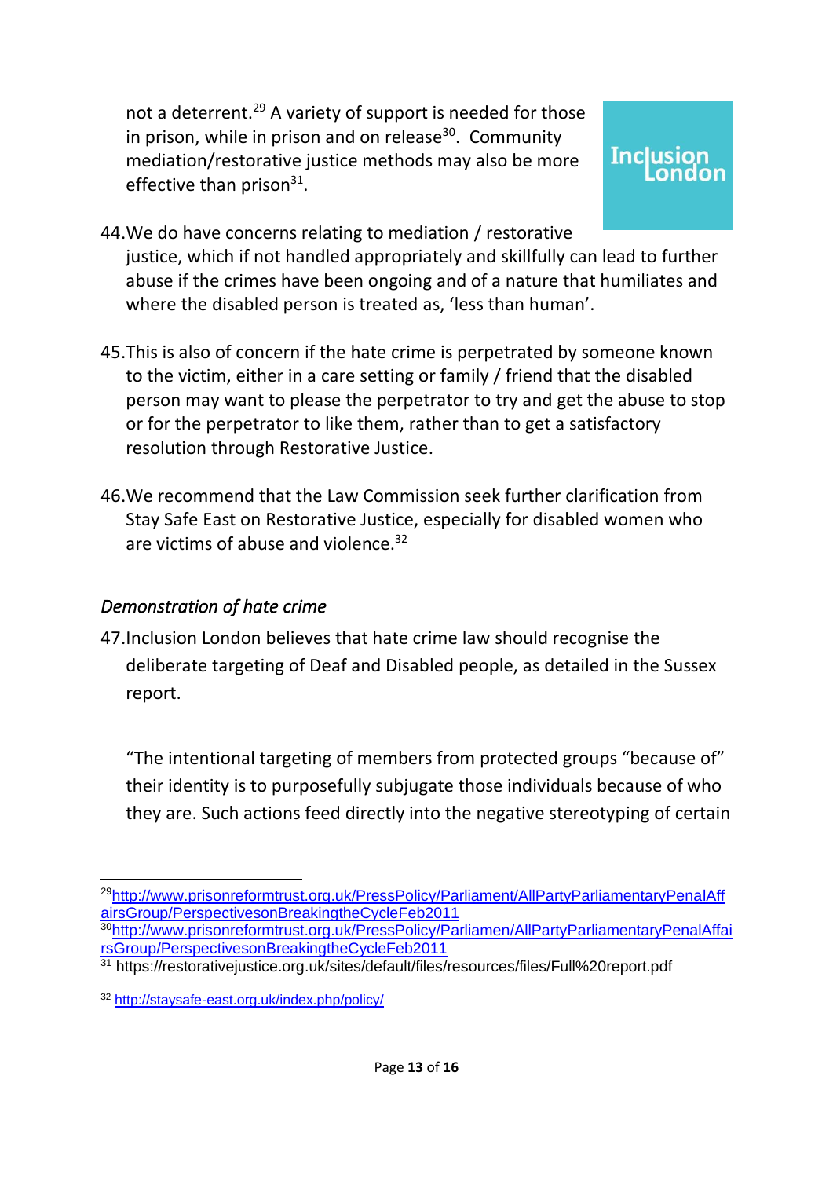not a deterrent.[29] A variety of support is needed for those in prison, while in prison and on release[30]. Community mediation/restorative justice methods may also be more effective than prison[31].

44. We do have concerns relating to mediation / restorative justice, which if not handled appropriately and skillfully can lead to further abuse if the crimes have been ongoing and of a nature that humiliates and where the disabled person is treated as, 'less than human'.

45. This is also of concern if the hate crime is perpetrated by someone known to the victim, either in a care setting or family / friend that the disabled person may want to please the perpetrator to try and get the abuse to stop or for the perpetrator to like them, rather than to get a satisfactory resolution through Restorative Justice.

46. We recommend that the Law Commission seek further clarification from Stay Safe East on Restorative Justice, especially for disabled women who are victims of abuse and violence.[32]

### *Demonstration of hate crime*

47. Inclusion London believes that hate crime law should recognise the deliberate targeting of Deaf and Disabled people, as detailed in the Sussex report.

"The intentional targeting of members from protected groups "because of" their identity is to purposefully subjugate those individuals because of who they are. Such actions feed directly into the negative stereotyping of certain

---

[29] http://www.prisonreformtrust.org.uk/PressPolicy/Parliament/AllPartyParliamentaryPenalAffairsGroup/PerspectivesonBreakingtheCycleFeb2011

[30] http://www.prisonreformtrust.org.uk/PressPolicy/Parliamen/AllPartyParliamentaryPenalAffairsGroup/PerspectivesonBreakingtheCycleFeb2011

[31] https://restorativejustice.org.uk/sites/default/files/resources/files/Full%20report.pdf

[32] http://staysafe-east.org.uk/index.php/policy/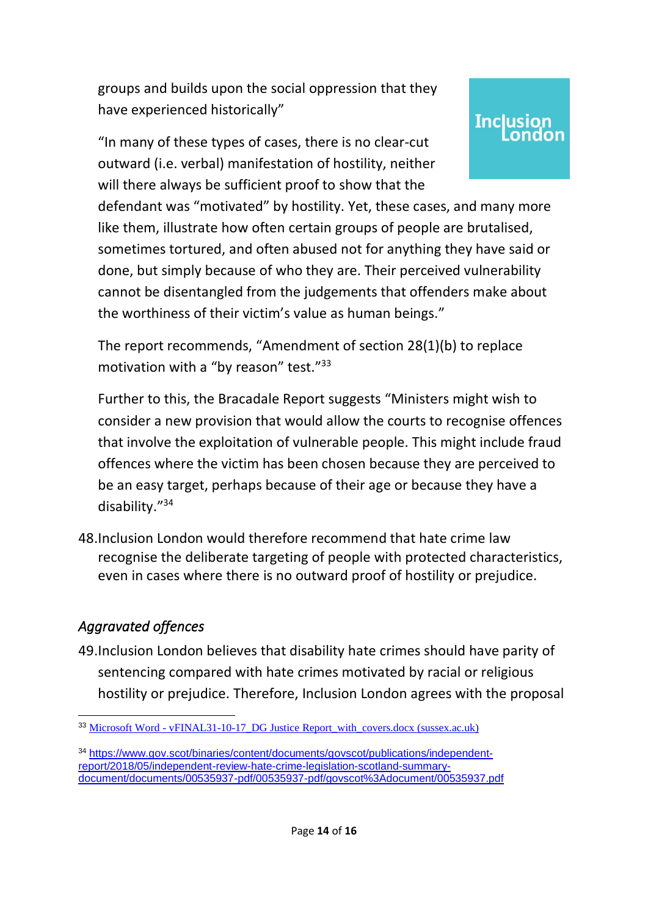groups and builds upon the social oppression that they have experienced historically"

"In many of these types of cases, there is no clear-cut outward (i.e. verbal) manifestation of hostility, neither will there always be sufficient proof to show that the defendant was "motivated" by hostility. Yet, these cases, and many more like them, illustrate how often certain groups of people are brutalised, sometimes tortured, and often abused not for anything they have said or done, but simply because of who they are. Their perceived vulnerability cannot be disentangled from the judgements that offenders make about the worthiness of their victim's value as human beings."

The report recommends, "Amendment of section 28(1)(b) to replace motivation with a "by reason" test."[33]

Further to this, the Bracadale Report suggests "Ministers might wish to consider a new provision that would allow the courts to recognise offences that involve the exploitation of vulnerable people. This might include fraud offences where the victim has been chosen because they are perceived to be an easy target, perhaps because of their age or because they have a disability."[34]

48. Inclusion London would therefore recommend that hate crime law recognise the deliberate targeting of people with protected characteristics, even in cases where there is no outward proof of hostility or prejudice.

### *Aggravated offences*

49. Inclusion London believes that disability hate crimes should have parity of sentencing compared with hate crimes motivated by racial or religious hostility or prejudice. Therefore, Inclusion London agrees with the proposal

---

[33] Microsoft Word - vFINAL31-10-17_DG Justice Report_with_covers.docx (sussex.ac.uk)

[34] https://www.gov.scot/binaries/content/documents/govscot/publications/independent-report/2018/05/independent-review-hate-crime-legislation-scotland-summary-document/documents/00535937-pdf/00535937-pdf/govscot%3Adocument/00535937.pdf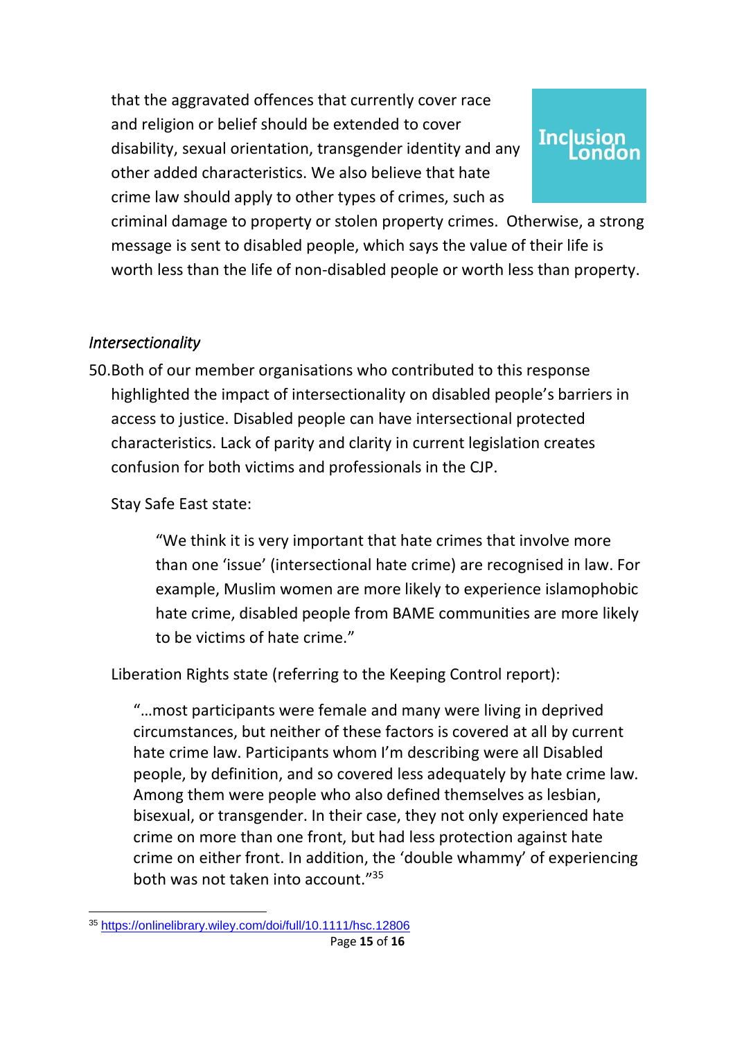that the aggravated offences that currently cover race and religion or belief should be extended to cover disability, sexual orientation, transgender identity and any other added characteristics. We also believe that hate crime law should apply to other types of crimes, such as criminal damage to property or stolen property crimes. Otherwise, a strong message is sent to disabled people, which says the value of their life is worth less than the life of non-disabled people or worth less than property.

### *Intersectionality*

50. Both of our member organisations who contributed to this response highlighted the impact of intersectionality on disabled people's barriers in access to justice. Disabled people can have intersectional protected characteristics. Lack of parity and clarity in current legislation creates confusion for both victims and professionals in the CJP.

Stay Safe East state:

> "We think it is very important that hate crimes that involve more than one 'issue' (intersectional hate crime) are recognised in law. For example, Muslim women are more likely to experience islamophobic hate crime, disabled people from BAME communities are more likely to be victims of hate crime."

Liberation Rights state (referring to the Keeping Control report):

> "…most participants were female and many were living in deprived circumstances, but neither of these factors is covered at all by current hate crime law. Participants whom I'm describing were all Disabled people, by definition, and so covered less adequately by hate crime law. Among them were people who also defined themselves as lesbian, bisexual, or transgender. In their case, they not only experienced hate crime on more than one front, but had less protection against hate crime on either front. In addition, the 'double whammy' of experiencing both was not taken into account."[35]

[35] https://onlinelibrary.wiley.com/doi/full/10.1111/hsc.12806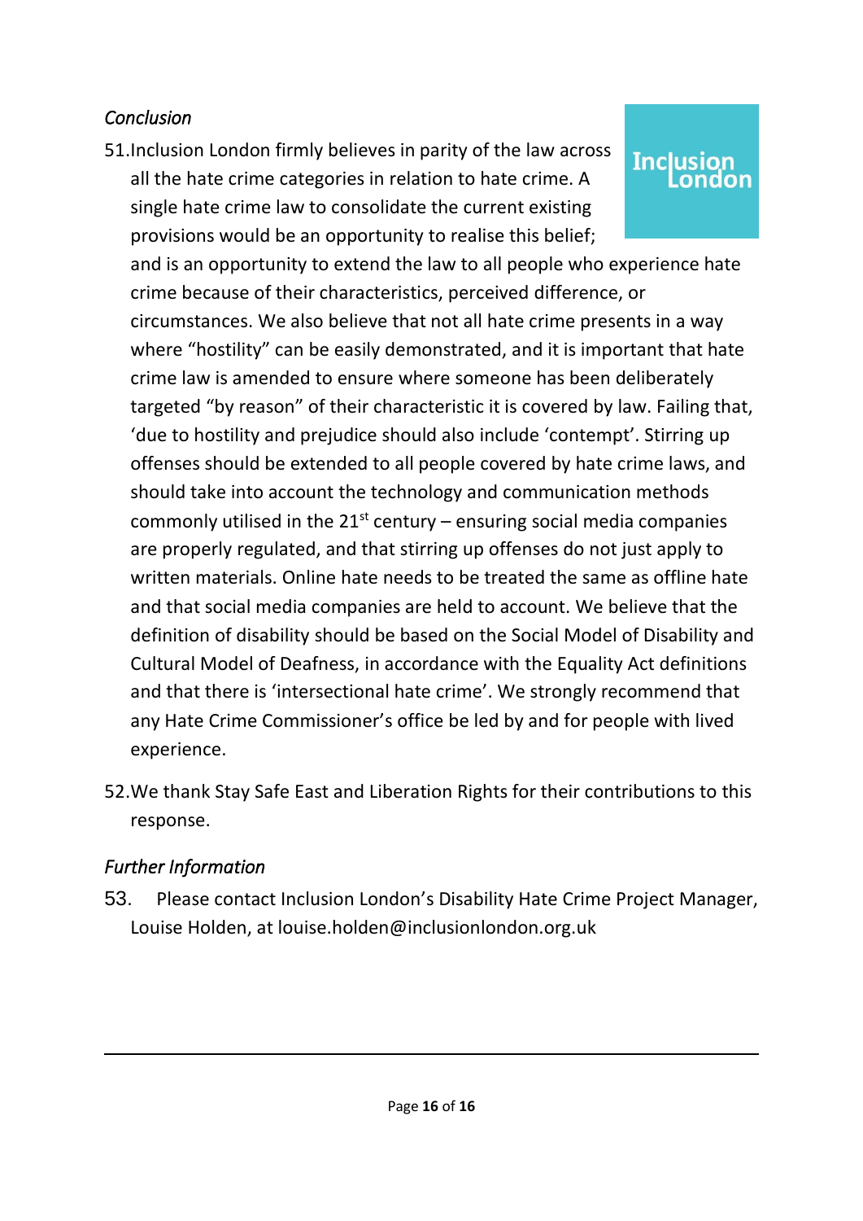*Conclusion*

51. Inclusion London firmly believes in parity of the law across all the hate crime categories in relation to hate crime. A single hate crime law to consolidate the current existing provisions would be an opportunity to realise this belief; and is an opportunity to extend the law to all people who experience hate crime because of their characteristics, perceived difference, or circumstances. We also believe that not all hate crime presents in a way where "hostility" can be easily demonstrated, and it is important that hate crime law is amended to ensure where someone has been deliberately targeted "by reason" of their characteristic it is covered by law. Failing that, 'due to hostility and prejudice should also include 'contempt'. Stirring up offenses should be extended to all people covered by hate crime laws, and should take into account the technology and communication methods commonly utilised in the 21st century – ensuring social media companies are properly regulated, and that stirring up offenses do not just apply to written materials. Online hate needs to be treated the same as offline hate and that social media companies are held to account. We believe that the definition of disability should be based on the Social Model of Disability and Cultural Model of Deafness, in accordance with the Equality Act definitions and that there is 'intersectional hate crime'. We strongly recommend that any Hate Crime Commissioner's office be led by and for people with lived experience.

52. We thank Stay Safe East and Liberation Rights for their contributions to this response.

*Further Information*

53. Please contact Inclusion London's Disability Hate Crime Project Manager, Louise Holden, at louise.holden@inclusionlondon.org.uk